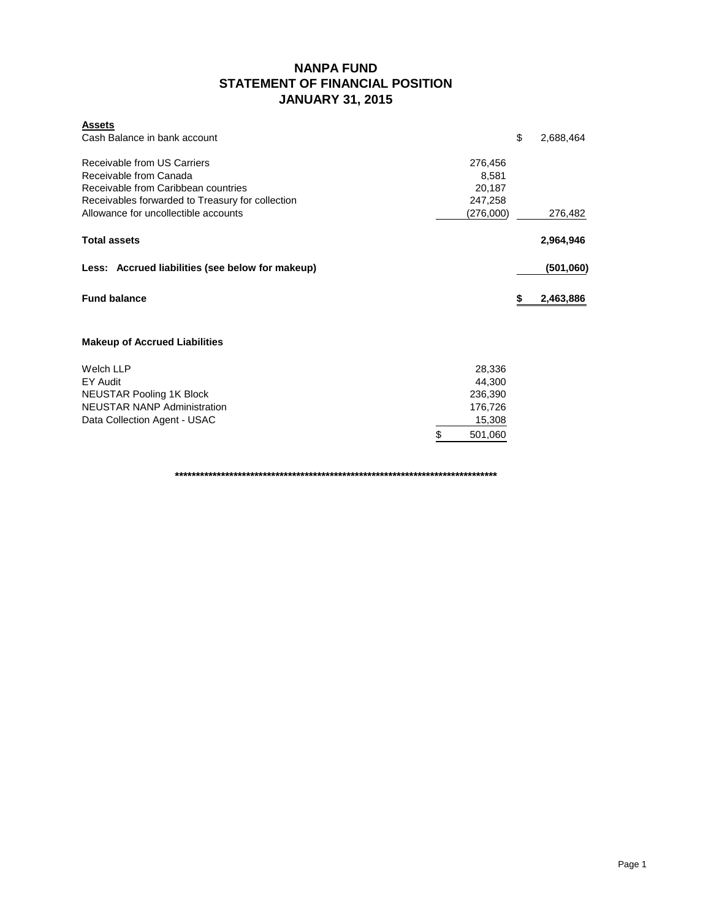# NANPA FUND
## STATEMENT OF FINANCIAL POSITION
## JANUARY 31, 2015

| **Assets** | | |
|---|---|---|
| Cash Balance in bank account | | $ 2,688,464 |
| | | |
| Receivable from US Carriers | 276,456 | |
| Receivable from Canada | 8,581 | |
| Receivable from Caribbean countries | 20,187 | |
| Receivables forwarded to Treasury for collection | 247,258 | |
| Allowance for uncollectible accounts | (276,000) | 276,482 |
| | | |
| **Total assets** | | **2,964,946** |
| | | |
| **Less: Accrued liabilities (see below for makeup)** | | **(501,060)** |
| | | |
| **Fund balance** | | **$ 2,463,886** |

### Makeup of Accrued Liabilities

| | |
|---|---|
| Welch LLP | 28,336 |
| EY Audit | 44,300 |
| NEUSTAR Pooling 1K Block | 236,390 |
| NEUSTAR NANP Administration | 176,726 |
| Data Collection Agent - USAC | 15,308 |
| | $ 501,060 |

*********************************************************************************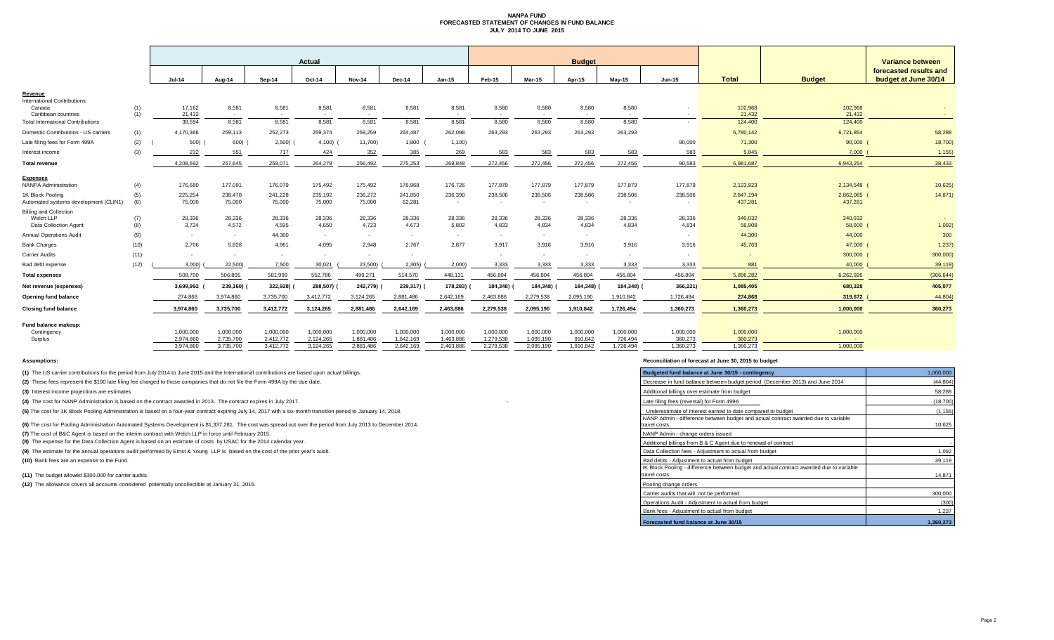# NANPA FUND
## FORECASTED STATEMENT OF CHANGES IN FUND BALANCE
### JULY 2014 TO JUNE 2015

| | | Actual | | | | | | | Budget | | | | | | | Variance between forecasted results and budget at June 30/14 |
|---|---|---|---|---|---|---|---|---|---|---|---|---|---|---|---|---|
| | | Jul-14 | Aug-14 | Sep-14 | Oct-14 | Nov-14 | Dec-14 | Jan-15 | Feb-15 | Mar-15 | Apr-15 | May-15 | Jun-15 | Total | Budget | |
| **Revenue** | | | | | | | | | | | | | | | | |
| International Contributions | | | | | | | | | | | | | | | | |
| Canada | (1) | 17,162 | 8,581 | 8,581 | 8,581 | 8,581 | 8,581 | 8,581 | 8,580 | 8,580 | 8,580 | 8,580 | - | 102,968 | 102,968 | - |
| Caribbean countries | (1) | 21,432 | - | - | - | - | - | - | - | - | - | - | - | 21,432 | 21,432 | - |
| Total International Contributions | | 38,594 | 8,581 | 8,581 | 8,581 | 8,581 | 8,581 | 8,581 | 8,580 | 8,580 | 8,580 | 8,580 | - | 124,400 | 124,400 | - |
| Domestic Contributions - US carriers | (1) | 4,170,366 | 259,113 | 252,273 | 259,374 | 259,259 | 264,487 | 262,098 | 263,293 | 263,293 | 263,293 | 263,293 | | 6,780,142 | 6,721,854 | 58,288 |
| Late filing fees for Form 499A | (2) | (500) | (600) | (2,500) | (4,100) | (11,700) | 1,800 | (1,100) | | | | | 90,000 | 71,300 | 90,000 | (18,700) |
| Interest income | (3) | 232 | 551 | 717 | 424 | 352 | 385 | 269 | 583 | 583 | 583 | 583 | 583 | 5,845 | 7,000 | (1,155) |
| **Total revenue** | | 4,208,692 | 267,645 | 259,071 | 264,279 | 256,492 | 275,253 | 269,848 | 272,456 | 272,456 | 272,456 | 272,456 | 90,583 | 6,981,687 | 6,943,254 | 38,433 |
| **Expenses** | | | | | | | | | | | | | | | | |
| NANPA Administration | (4) | 176,680 | 177,091 | 176,079 | 175,492 | 175,492 | 176,968 | 176,726 | 177,879 | 177,879 | 177,879 | 177,879 | 177,879 | 2,123,923 | 2,134,548 | (10,625) |
| 1K Block Pooling | (5) | 225,254 | 238,478 | 241,228 | 235,192 | 236,272 | 241,850 | 236,390 | 238,506 | 238,506 | 238,506 | 238,506 | 238,506 | 2,847,194 | 2,862,065 | (14,871) |
| Automated systems development (CLIN1) | (6) | 75,000 | 75,000 | 75,000 | 75,000 | 75,000 | 62,281 | - | - | - | - | - | - | 437,281 | 437,281 | |
| Billing and Collection | | | | | | | | | | | | | | | | |
| Welch LLP | (7) | 28,336 | 28,336 | 28,336 | 28,336 | 28,336 | 28,336 | 28,336 | 28,336 | 28,336 | 28,336 | 28,336 | 28,336 | 340,032 | 340,032 | - |
| Data Collection Agent | (8) | 3,724 | 4,572 | 4,595 | 4,650 | 4,723 | 4,673 | 5,802 | 4,833 | 4,834 | 4,834 | 4,834 | 4,834 | 56,908 | 58,000 | (1,092) |
| Annual Operations Audit | (9) | - | - | 44,300 | - | - | - | - | - | - | - | - | - | 44,300 | 44,000 | 300 |
| Bank Charges | (10) | 2,706 | 5,828 | 4,961 | 4,095 | 2,948 | 2,767 | 2,877 | 3,917 | 3,916 | 3,916 | 3,916 | 3,916 | 45,763 | 47,000 | (1,237) |
| Carrier Audits | (11) | - | - | - | - | - | - | - | - | - | - | - | - | - | 300,000 | (300,000) |
| Bad debt expense | (12) | (3,000) | (22,500) | 7,500 | 30,021 | (23,500) | (2,305) | (2,000) | 3,333 | 3,333 | 3,333 | 3,333 | 3,333 | 881 | 40,000 | (39,119) |
| **Total expenses** | | 508,700 | 506,805 | 581,999 | 552,786 | 499,271 | 514,570 | 448,131 | 456,804 | 456,804 | 456,804 | 456,804 | 456,804 | 5,896,282 | 6,262,926 | (366,644) |
| **Net revenue (expenses)** | | 3,699,992 | (239,160) | (322,928) | (288,507) | (242,779) | (239,317) | (178,283) | (184,348) | (184,348) | (184,348) | (184,348) | (366,221) | 1,085,405 | 680,328 | 405,077 |
| **Opening fund balance** | | 274,868 | 3,974,860 | 3,735,700 | 3,412,772 | 3,124,265 | 2,881,486 | 2,642,169 | 2,463,886 | 2,279,538 | 2,095,190 | 1,910,842 | 1,726,494 | 274,868 | 319,672 | (44,804) |
| **Closing fund balance** | | 3,974,860 | 3,735,700 | 3,412,772 | 3,124,265 | 2,881,486 | 2,642,169 | 2,463,886 | 2,279,538 | 2,095,190 | 1,910,842 | 1,726,494 | 1,360,273 | 1,360,273 | 1,000,000 | 360,273 |
| **Fund balance makeup:** | | | | | | | | | | | | | | | | |
| Contingency | | 1,000,000 | 1,000,000 | 1,000,000 | 1,000,000 | 1,000,000 | 1,000,000 | 1,000,000 | 1,000,000 | 1,000,000 | 1,000,000 | 1,000,000 | 1,000,000 | 1,000,000 | 1,000,000 | |
| Surplus | | 2,974,860 | 2,735,700 | 2,412,772 | 2,124,265 | 1,881,486 | 1,642,169 | 1,463,886 | 1,279,538 | 1,095,190 | 910,842 | 726,494 | 360,273 | 360,273 | - | |
| | | 3,974,860 | 3,735,700 | 3,412,772 | 3,124,265 | 2,881,486 | 2,642,169 | 2,463,886 | 2,279,538 | 2,095,190 | 1,910,842 | 1,726,494 | 1,360,273 | 1,360,273 | 1,000,000 | |

**Assumptions:**

**(1)** The US carrier contributions for the period from July 2014 to June 2015 and the International contributions are based upon actual billings.

**(2)** These fees represent the $100 late filing fee charged to those companies that do not file the Form 499A by the due date.

**(3)** Interest income projections are estimates

**(4)** The cost for NANP Administration is based on the contract awarded in 2013. The contract expires in July 2017.

**(5)** The cost for 1K Block Pooling Administration is based on a four-year contract expiring July 14, 2017 with a six-month transition period to January 14, 2018.

**(6)** The cost for Pooling Administration Automated Systems Development is $1,337,281. The cost was spread out over the period from July 2013 to December 2014.

**(7)** The cost of B&C Agent is based on the interim contract with Welch LLP in force until February 2015.

**(8)** The expense for the Data Collection Agent is based on an estimate of costs by USAC for the 2014 calendar year.

**(9)** The estimate for the annual operations audit performed by Ernst & Young LLP is based on the cost of the prior year's audit.

**(10)** Bank fees are an expense to the Fund.

**(11)** The budget allowed $300,000 for carrier audits.

**(12)** The allowance covers all accounts considered potentially uncollectible at January 31, 2015.

**Reconciliation of forecast at June 30, 2015 to budget**

| Budgeted fund balance at June 30/15 - contingency | 1,000,000 |
|---|---|
| Decrease in fund balance between budget period (December 2013) and June 2014 | (44,804) |
| Additional billings over estimate from budget | 58,288 |
| Late filing fees (reversal) for Form 499A | (18,700) |
| Underestimate of interest earned to date compared to budget | (1,155) |
| NANP Admin - difference between budget and actual contract awarded due to variable travel costs | 10,625 |
| NANP Admin - change orders issued | |
| Additional billings from B & C Agent due to renewal of contract | - |
| Data Collection fees - Adjustment to actual from budget | 1,092 |
| Bad debts - Adjustment to actual from budget | 39,119 |
| IK Block Pooling - difference between budget and actual contract awarded due to variable travel costs | 14,871 |
| Pooling change orders | |
| Carrier audits that will not be performed | 300,000 |
| Operations Audit - Adjustment to actual from budget | (300) |
| Bank fees - Adjustment to actual from budget | 1,237 |
| **Forecasted fund balance at June 30/15** | **1,360,273** |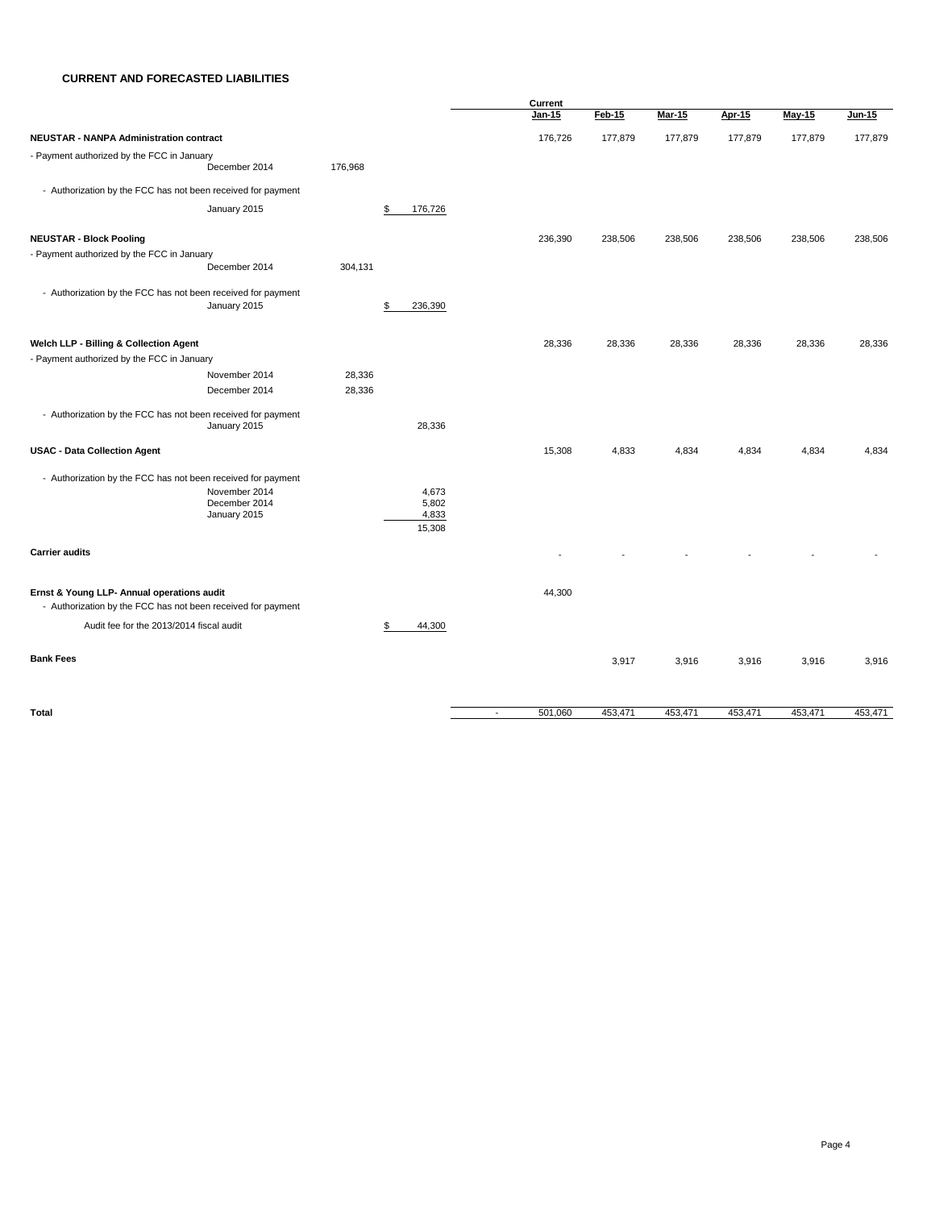## CURRENT AND FORECASTED LIABILITIES

| | | | | | Current Jan-15 | Feb-15 | Mar-15 | Apr-15 | May-15 | Jun-15 |
|---|---|---|---|---|---|---|---|---|---|---|
| **NEUSTAR - NANPA Administration contract** | | | | | 176,726 | 177,879 | 177,879 | 177,879 | 177,879 | 177,879 |
| - Payment authorized by the FCC in January | December 2014 | 176,968 | | | | | | | | |
| - Authorization by the FCC has not been received for payment | January 2015 | | $ 176,726 | | | | | | | |
| **NEUSTAR - Block Pooling** | | | | | 236,390 | 238,506 | 238,506 | 238,506 | 238,506 | 238,506 |
| - Payment authorized by the FCC in January | December 2014 | 304,131 | | | | | | | | |
| - Authorization by the FCC has not been received for payment | January 2015 | | $ 236,390 | | | | | | | |
| **Welch LLP - Billing & Collection Agent** | | | | | 28,336 | 28,336 | 28,336 | 28,336 | 28,336 | 28,336 |
| - Payment authorized by the FCC in January | November 2014 | 28,336 | | | | | | | | |
| | December 2014 | 28,336 | | | | | | | | |
| - Authorization by the FCC has not been received for payment | January 2015 | | 28,336 | | | | | | | |
| **USAC - Data Collection Agent** | | | | | 15,308 | 4,833 | 4,834 | 4,834 | 4,834 | 4,834 |
| - Authorization by the FCC has not been received for payment | November 2014 | | 4,673 | | | | | | | |
| | December 2014 | | 5,802 | | | | | | | |
| | January 2015 | | 4,833 | | | | | | | |
| | | | 15,308 | | | | | | | |
| **Carrier audits** | | | | | - | - | - | - | - | - |
| **Ernst & Young LLP- Annual operations audit** | | | | | 44,300 | | | | | |
| - Authorization by the FCC has not been received for payment | | | | | | | | | | |
| Audit fee for the 2013/2014 fiscal audit | | | $ 44,300 | | | | | | | |
| **Bank Fees** | | | | | | 3,917 | 3,916 | 3,916 | 3,916 | 3,916 |
| **Total** | | | | - | 501,060 | 453,471 | 453,471 | 453,471 | 453,471 | 453,471 |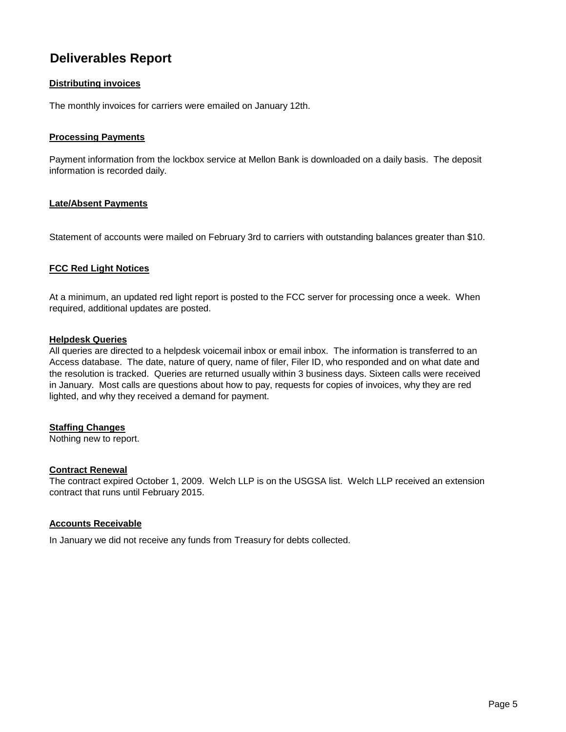# Deliverables Report

**Distributing invoices**

The monthly invoices for carriers were emailed on January 12th.

**Processing Payments**

Payment information from the lockbox service at Mellon Bank is downloaded on a daily basis. The deposit information is recorded daily.

**Late/Absent Payments**

Statement of accounts were mailed on February 3rd to carriers with outstanding balances greater than $10.

**FCC Red Light Notices**

At a minimum, an updated red light report is posted to the FCC server for processing once a week. When required, additional updates are posted.

**Helpdesk Queries**

All queries are directed to a helpdesk voicemail inbox or email inbox. The information is transferred to an Access database. The date, nature of query, name of filer, Filer ID, who responded and on what date and the resolution is tracked. Queries are returned usually within 3 business days. Sixteen calls were received in January. Most calls are questions about how to pay, requests for copies of invoices, why they are red lighted, and why they received a demand for payment.

**Staffing Changes**

Nothing new to report.

**Contract Renewal**

The contract expired October 1, 2009. Welch LLP is on the USGSA list. Welch LLP received an extension contract that runs until February 2015.

**Accounts Receivable**

In January we did not receive any funds from Treasury for debts collected.